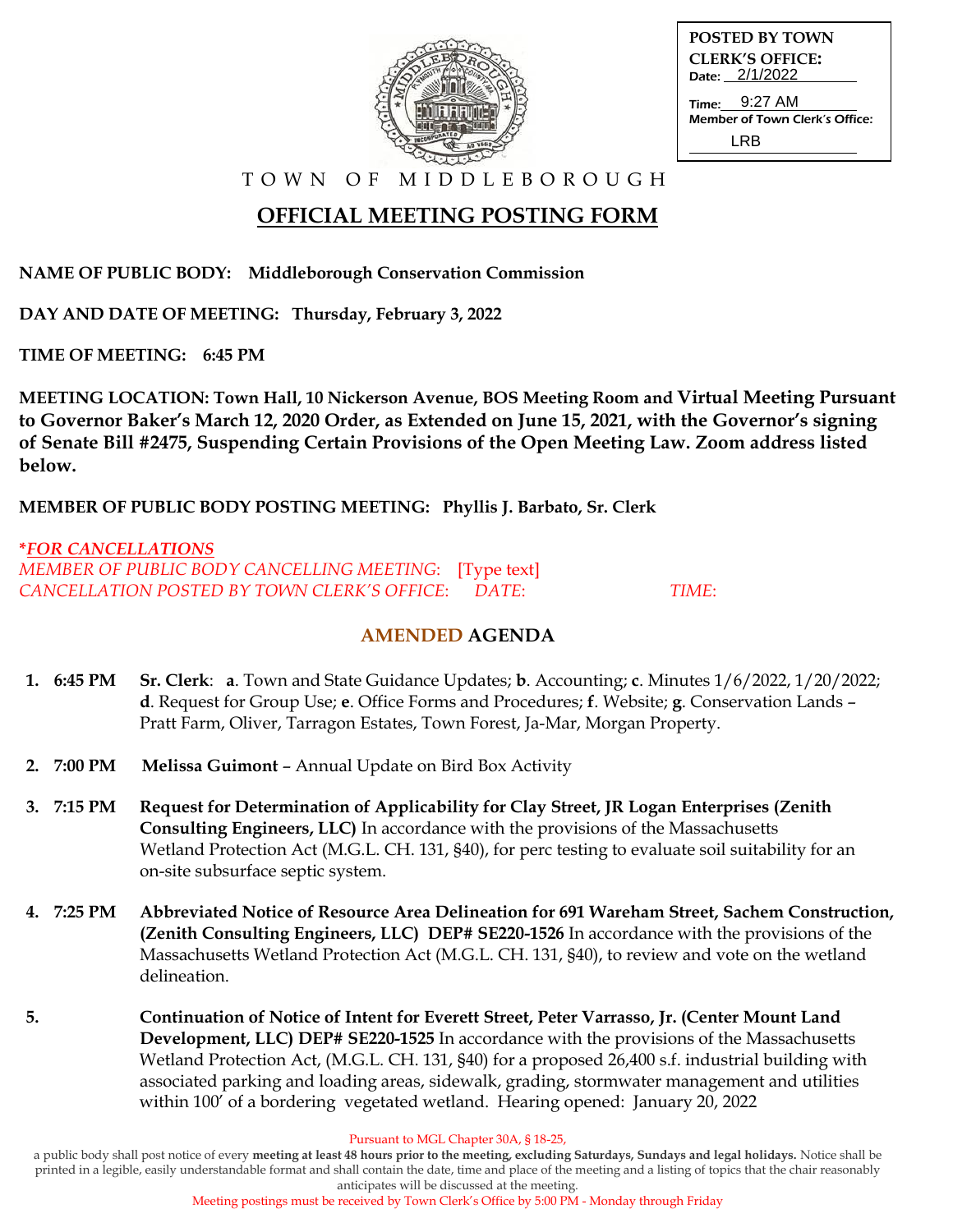POSTED BY TOWN CLERK'S OFFICE:
Date: 2/1/2022
Time: 9:27 AM
Member of Town Clerk's Office: LRB

TOWN OF MIDDLEBOROUGH

# OFFICIAL MEETING POSTING FORM

**NAME OF PUBLIC BODY: Middleborough Conservation Commission**

**DAY AND DATE OF MEETING: Thursday, February 3, 2022**

**TIME OF MEETING: 6:45 PM**

**MEETING LOCATION: Town Hall, 10 Nickerson Avenue, BOS Meeting Room and Virtual Meeting Pursuant to Governor Baker's March 12, 2020 Order, as Extended on June 15, 2021, with the Governor's signing of Senate Bill #2475, Suspending Certain Provisions of the Open Meeting Law. Zoom address listed below.**

**MEMBER OF PUBLIC BODY POSTING MEETING: Phyllis J. Barbato, Sr. Clerk**

***FOR CANCELLATIONS***
*MEMBER OF PUBLIC BODY CANCELLING MEETING:* [Type text]
*CANCELLATION POSTED BY TOWN CLERK'S OFFICE: DATE: TIME:*

## AMENDED AGENDA

1. **6:45 PM** **Sr. Clerk**: **a**. Town and State Guidance Updates; **b**. Accounting; **c**. Minutes 1/6/2022, 1/20/2022; **d**. Request for Group Use; **e**. Office Forms and Procedures; **f**. Website; **g**. Conservation Lands – Pratt Farm, Oliver, Tarragon Estates, Town Forest, Ja-Mar, Morgan Property.

2. **7:00 PM** **Melissa Guimont** – Annual Update on Bird Box Activity

3. **7:15 PM** **Request for Determination of Applicability for Clay Street, JR Logan Enterprises (Zenith Consulting Engineers, LLC)** In accordance with the provisions of the Massachusetts Wetland Protection Act (M.G.L. CH. 131, §40), for perc testing to evaluate soil suitability for an on-site subsurface septic system.

4. **7:25 PM** **Abbreviated Notice of Resource Area Delineation for 691 Wareham Street, Sachem Construction, (Zenith Consulting Engineers, LLC) DEP# SE220-1526** In accordance with the provisions of the Massachusetts Wetland Protection Act (M.G.L. CH. 131, §40), to review and vote on the wetland delineation.

5. **Continuation of Notice of Intent for Everett Street, Peter Varrasso, Jr. (Center Mount Land Development, LLC) DEP# SE220-1525** In accordance with the provisions of the Massachusetts Wetland Protection Act, (M.G.L. CH. 131, §40) for a proposed 26,400 s.f. industrial building with associated parking and loading areas, sidewalk, grading, stormwater management and utilities within 100' of a bordering vegetated wetland. Hearing opened: January 20, 2022

Pursuant to MGL Chapter 30A, § 18-25,
a public body shall post notice of every **meeting at least 48 hours prior to the meeting, excluding Saturdays, Sundays and legal holidays.** Notice shall be printed in a legible, easily understandable format and shall contain the date, time and place of the meeting and a listing of topics that the chair reasonably anticipates will be discussed at the meeting.
Meeting postings must be received by Town Clerk's Office by 5:00 PM - Monday through Friday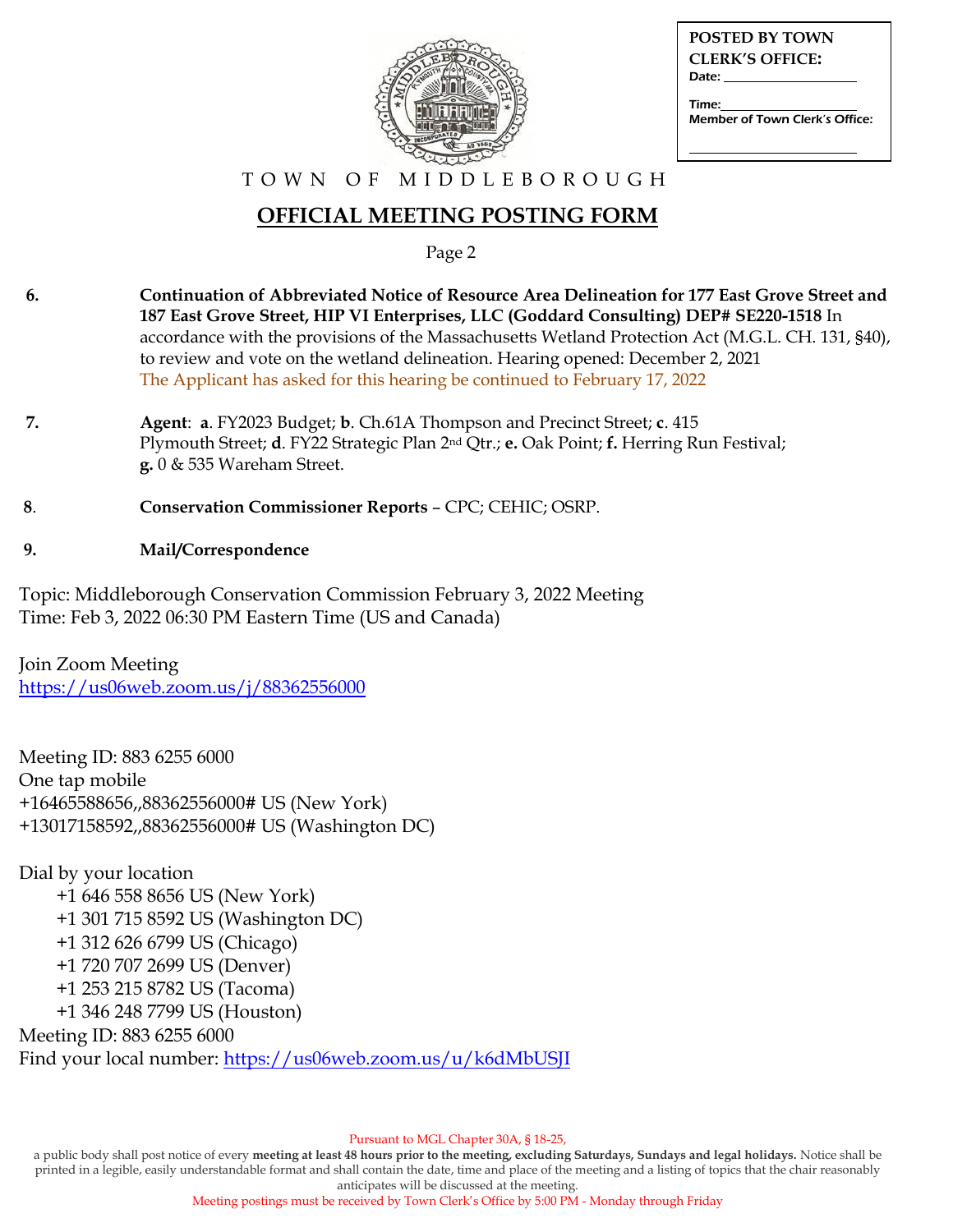POSTED BY TOWN CLERK'S OFFICE:
Date: ____________________

Time: ____________________
Member of Town Clerk's Office:

____________________

TOWN OF MIDDLEBOROUGH

# OFFICIAL MEETING POSTING FORM

Page 2

**6.** **Continuation of Abbreviated Notice of Resource Area Delineation for 177 East Grove Street and 187 East Grove Street, HIP VI Enterprises, LLC (Goddard Consulting) DEP# SE220-1518** In accordance with the provisions of the Massachusetts Wetland Protection Act (M.G.L. CH. 131, §40), to review and vote on the wetland delineation. Hearing opened: December 2, 2021
The Applicant has asked for this hearing be continued to February 17, 2022

**7.** **Agent**: **a**. FY2023 Budget; **b**. Ch.61A Thompson and Precinct Street; **c**. 415 Plymouth Street; **d**. FY22 Strategic Plan 2nd Qtr.; **e.** Oak Point; **f.** Herring Run Festival; **g.** 0 & 535 Wareham Street.

**8**. **Conservation Commissioner Reports** – CPC; CEHIC; OSRP.

**9.** **Mail/Correspondence**

Topic: Middleborough Conservation Commission February 3, 2022 Meeting
Time: Feb 3, 2022 06:30 PM Eastern Time (US and Canada)

Join Zoom Meeting
https://us06web.zoom.us/j/88362556000

Meeting ID: 883 6255 6000
One tap mobile
+16465588656,,88362556000# US (New York)
+13017158592,,88362556000# US (Washington DC)

Dial by your location
+1 646 558 8656 US (New York)
+1 301 715 8592 US (Washington DC)
+1 312 626 6799 US (Chicago)
+1 720 707 2699 US (Denver)
+1 253 215 8782 US (Tacoma)
+1 346 248 7799 US (Houston)
Meeting ID: 883 6255 6000
Find your local number: https://us06web.zoom.us/u/k6dMbUSJI

Pursuant to MGL Chapter 30A, § 18-25,
a public body shall post notice of every **meeting at least 48 hours prior to the meeting, excluding Saturdays, Sundays and legal holidays.** Notice shall be printed in a legible, easily understandable format and shall contain the date, time and place of the meeting and a listing of topics that the chair reasonably anticipates will be discussed at the meeting.
Meeting postings must be received by Town Clerk's Office by 5:00 PM - Monday through Friday